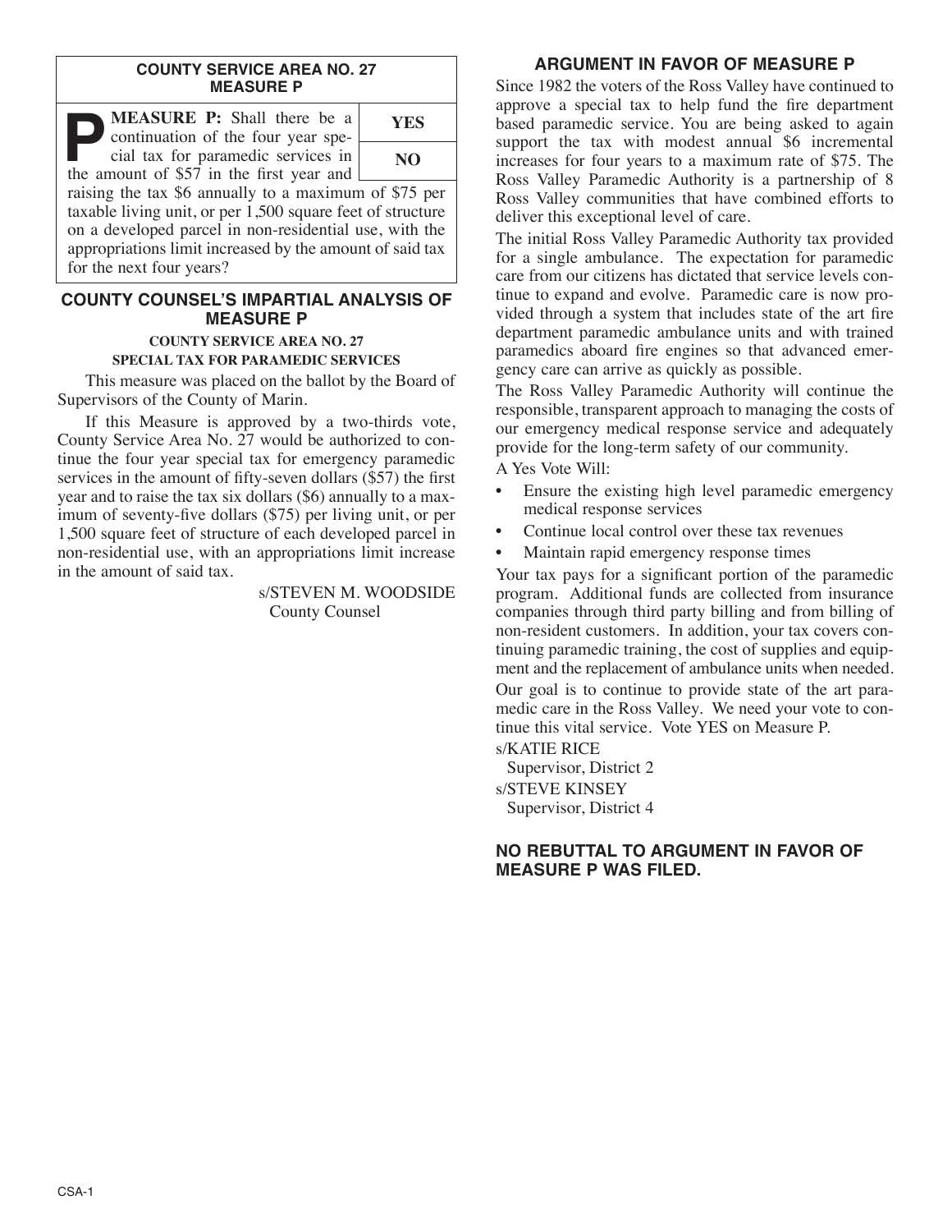## COUNTY SERVICE AREA NO. 27
## MEASURE P

| **P** MEASURE P: Shall there be a continuation of the four year special tax for paramedic services in the amount of $57 in the first year and raising the tax $6 annually to a maximum of $75 per taxable living unit, or per 1,500 square feet of structure on a developed parcel in non-residential use, with the appropriations limit increased by the amount of said tax for the next four years? | YES |
|---|---|
| | NO |

## COUNTY COUNSEL'S IMPARTIAL ANALYSIS OF MEASURE P

**COUNTY SERVICE AREA NO. 27**
**SPECIAL TAX FOR PARAMEDIC SERVICES**

This measure was placed on the ballot by the Board of Supervisors of the County of Marin.

If this Measure is approved by a two-thirds vote, County Service Area No. 27 would be authorized to continue the four year special tax for emergency paramedic services in the amount of fifty-seven dollars ($57) the first year and to raise the tax six dollars ($6) annually to a maximum of seventy-five dollars ($75) per living unit, or per 1,500 square feet of structure of each developed parcel in non-residential use, with an appropriations limit increase in the amount of said tax.

s/STEVEN M. WOODSIDE
County Counsel

## ARGUMENT IN FAVOR OF MEASURE P

Since 1982 the voters of the Ross Valley have continued to approve a special tax to help fund the fire department based paramedic service. You are being asked to again support the tax with modest annual $6 incremental increases for four years to a maximum rate of $75. The Ross Valley Paramedic Authority is a partnership of 8 Ross Valley communities that have combined efforts to deliver this exceptional level of care.

The initial Ross Valley Paramedic Authority tax provided for a single ambulance. The expectation for paramedic care from our citizens has dictated that service levels continue to expand and evolve. Paramedic care is now provided through a system that includes state of the art fire department paramedic ambulance units and with trained paramedics aboard fire engines so that advanced emergency care can arrive as quickly as possible.

The Ross Valley Paramedic Authority will continue the responsible, transparent approach to managing the costs of our emergency medical response service and adequately provide for the long-term safety of our community.

A Yes Vote Will:

- Ensure the existing high level paramedic emergency medical response services
- Continue local control over these tax revenues
- Maintain rapid emergency response times

Your tax pays for a significant portion of the paramedic program. Additional funds are collected from insurance companies through third party billing and from billing of non-resident customers. In addition, your tax covers continuing paramedic training, the cost of supplies and equipment and the replacement of ambulance units when needed.

Our goal is to continue to provide state of the art paramedic care in the Ross Valley. We need your vote to continue this vital service. Vote YES on Measure P.

s/KATIE RICE
Supervisor, District 2

s/STEVE KINSEY
Supervisor, District 4

## NO REBUTTAL TO ARGUMENT IN FAVOR OF MEASURE P WAS FILED.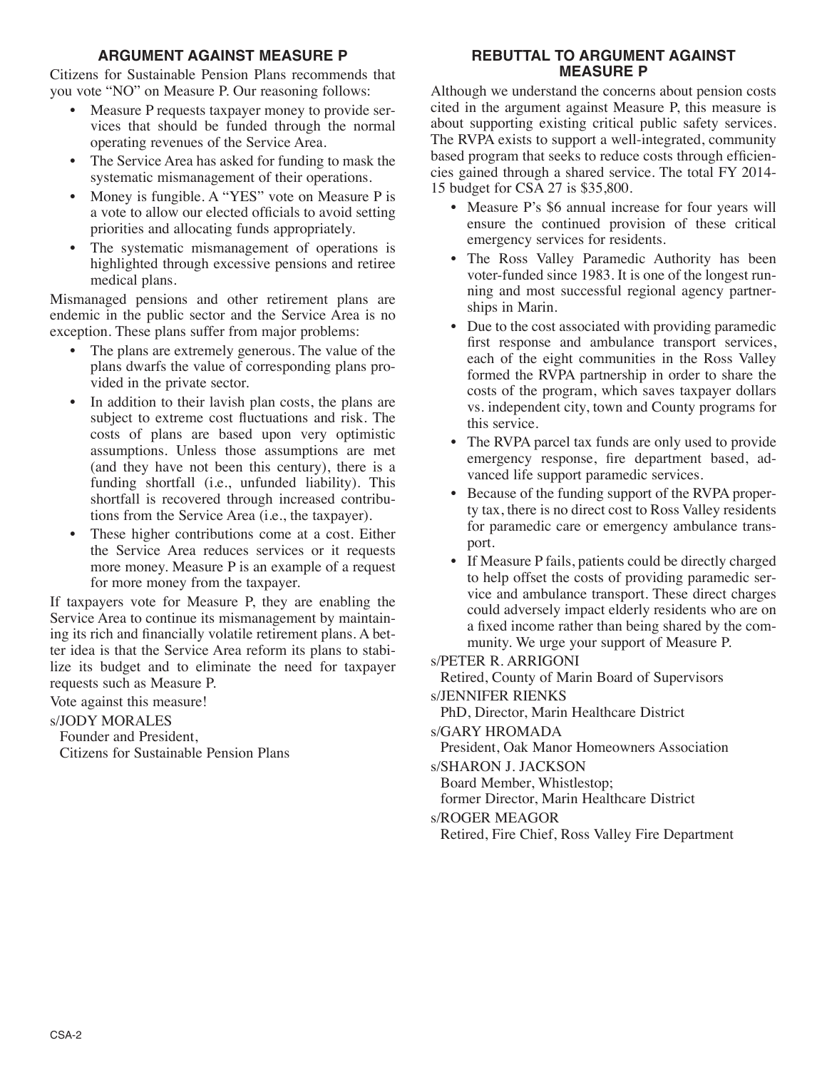## ARGUMENT AGAINST MEASURE P

Citizens for Sustainable Pension Plans recommends that you vote "NO" on Measure P. Our reasoning follows:

- Measure P requests taxpayer money to provide services that should be funded through the normal operating revenues of the Service Area.
- The Service Area has asked for funding to mask the systematic mismanagement of their operations.
- Money is fungible. A "YES" vote on Measure P is a vote to allow our elected officials to avoid setting priorities and allocating funds appropriately.
- The systematic mismanagement of operations is highlighted through excessive pensions and retiree medical plans.

Mismanaged pensions and other retirement plans are endemic in the public sector and the Service Area is no exception. These plans suffer from major problems:

- The plans are extremely generous. The value of the plans dwarfs the value of corresponding plans provided in the private sector.
- In addition to their lavish plan costs, the plans are subject to extreme cost fluctuations and risk. The costs of plans are based upon very optimistic assumptions. Unless those assumptions are met (and they have not been this century), there is a funding shortfall (i.e., unfunded liability). This shortfall is recovered through increased contributions from the Service Area (i.e., the taxpayer).
- These higher contributions come at a cost. Either the Service Area reduces services or it requests more money. Measure P is an example of a request for more money from the taxpayer.

If taxpayers vote for Measure P, they are enabling the Service Area to continue its mismanagement by maintaining its rich and financially volatile retirement plans. A better idea is that the Service Area reform its plans to stabilize its budget and to eliminate the need for taxpayer requests such as Measure P.

Vote against this measure!

s/JODY MORALES
Founder and President,
Citizens for Sustainable Pension Plans

## REBUTTAL TO ARGUMENT AGAINST MEASURE P

Although we understand the concerns about pension costs cited in the argument against Measure P, this measure is about supporting existing critical public safety services. The RVPA exists to support a well-integrated, community based program that seeks to reduce costs through efficiencies gained through a shared service. The total FY 2014-15 budget for CSA 27 is $35,800.

- Measure P's $6 annual increase for four years will ensure the continued provision of these critical emergency services for residents.
- The Ross Valley Paramedic Authority has been voter-funded since 1983. It is one of the longest running and most successful regional agency partnerships in Marin.
- Due to the cost associated with providing paramedic first response and ambulance transport services, each of the eight communities in the Ross Valley formed the RVPA partnership in order to share the costs of the program, which saves taxpayer dollars vs. independent city, town and County programs for this service.
- The RVPA parcel tax funds are only used to provide emergency response, fire department based, advanced life support paramedic services.
- Because of the funding support of the RVPA property tax, there is no direct cost to Ross Valley residents for paramedic care or emergency ambulance transport.
- If Measure P fails, patients could be directly charged to help offset the costs of providing paramedic service and ambulance transport. These direct charges could adversely impact elderly residents who are on a fixed income rather than being shared by the community. We urge your support of Measure P.

s/PETER R. ARRIGONI
Retired, County of Marin Board of Supervisors

s/JENNIFER RIENKS
PhD, Director, Marin Healthcare District

s/GARY HROMADA
President, Oak Manor Homeowners Association

s/SHARON J. JACKSON
Board Member, Whistlestop;
former Director, Marin Healthcare District

s/ROGER MEAGOR
Retired, Fire Chief, Ross Valley Fire Department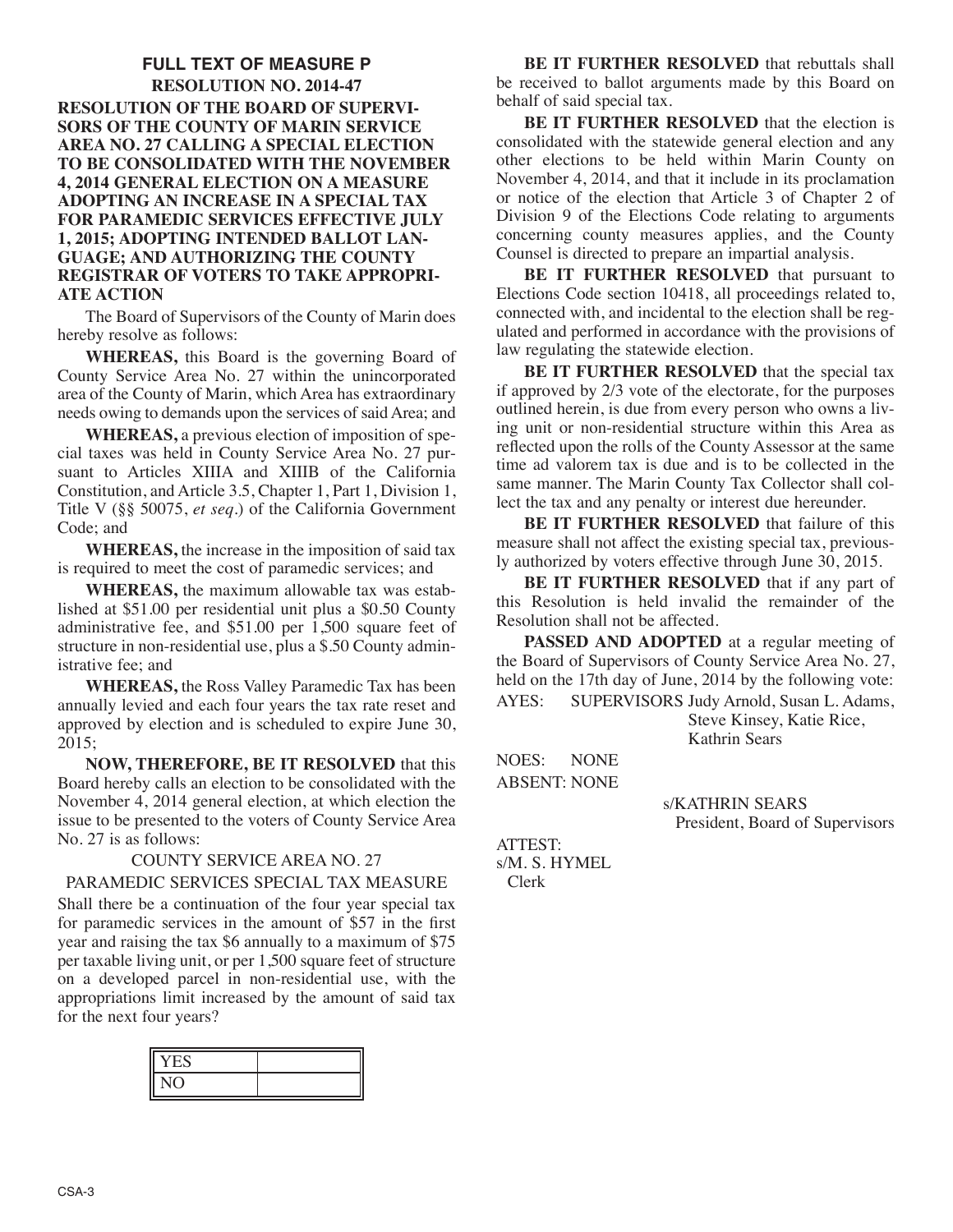## FULL TEXT OF MEASURE P

### RESOLUTION NO. 2014-47

**RESOLUTION OF THE BOARD OF SUPERVISORS OF THE COUNTY OF MARIN SERVICE AREA NO. 27 CALLING A SPECIAL ELECTION TO BE CONSOLIDATED WITH THE NOVEMBER 4, 2014 GENERAL ELECTION ON A MEASURE ADOPTING AN INCREASE IN A SPECIAL TAX FOR PARAMEDIC SERVICES EFFECTIVE JULY 1, 2015; ADOPTING INTENDED BALLOT LANGUAGE; AND AUTHORIZING THE COUNTY REGISTRAR OF VOTERS TO TAKE APPROPRIATE ACTION**

The Board of Supervisors of the County of Marin does hereby resolve as follows:

**WHEREAS,** this Board is the governing Board of County Service Area No. 27 within the unincorporated area of the County of Marin, which Area has extraordinary needs owing to demands upon the services of said Area; and

**WHEREAS,** a previous election of imposition of special taxes was held in County Service Area No. 27 pursuant to Articles XIIIA and XIIIB of the California Constitution, and Article 3.5, Chapter 1, Part 1, Division 1, Title V (§§ 50075, *et seq.*) of the California Government Code; and

**WHEREAS,** the increase in the imposition of said tax is required to meet the cost of paramedic services; and

**WHEREAS,** the maximum allowable tax was established at $51.00 per residential unit plus a $0.50 County administrative fee, and $51.00 per 1,500 square feet of structure in non-residential use, plus a $.50 County administrative fee; and

**WHEREAS,** the Ross Valley Paramedic Tax has been annually levied and each four years the tax rate reset and approved by election and is scheduled to expire June 30, 2015;

**NOW, THEREFORE, BE IT RESOLVED** that this Board hereby calls an election to be consolidated with the November 4, 2014 general election, at which election the issue to be presented to the voters of County Service Area No. 27 is as follows:

COUNTY SERVICE AREA NO. 27

PARAMEDIC SERVICES SPECIAL TAX MEASURE

Shall there be a continuation of the four year special tax for paramedic services in the amount of $57 in the first year and raising the tax $6 annually to a maximum of $75 per taxable living unit, or per 1,500 square feet of structure on a developed parcel in non-residential use, with the appropriations limit increased by the amount of said tax for the next four years?

| | |
|---|---|
| YES | |
| NO | |

**BE IT FURTHER RESOLVED** that rebuttals shall be received to ballot arguments made by this Board on behalf of said special tax.

**BE IT FURTHER RESOLVED** that the election is consolidated with the statewide general election and any other elections to be held within Marin County on November 4, 2014, and that it include in its proclamation or notice of the election that Article 3 of Chapter 2 of Division 9 of the Elections Code relating to arguments concerning county measures applies, and the County Counsel is directed to prepare an impartial analysis.

**BE IT FURTHER RESOLVED** that pursuant to Elections Code section 10418, all proceedings related to, connected with, and incidental to the election shall be regulated and performed in accordance with the provisions of law regulating the statewide election.

**BE IT FURTHER RESOLVED** that the special tax if approved by 2/3 vote of the electorate, for the purposes outlined herein, is due from every person who owns a living unit or non-residential structure within this Area as reflected upon the rolls of the County Assessor at the same time ad valorem tax is due and is to be collected in the same manner. The Marin County Tax Collector shall collect the tax and any penalty or interest due hereunder.

**BE IT FURTHER RESOLVED** that failure of this measure shall not affect the existing special tax, previously authorized by voters effective through June 30, 2015.

**BE IT FURTHER RESOLVED** that if any part of this Resolution is held invalid the remainder of the Resolution shall not be affected.

**PASSED AND ADOPTED** at a regular meeting of the Board of Supervisors of County Service Area No. 27, held on the 17th day of June, 2014 by the following vote:

AYES: SUPERVISORS Judy Arnold, Susan L. Adams, Steve Kinsey, Katie Rice, Kathrin Sears

NOES: NONE

ABSENT: NONE

s/KATHRIN SEARS
President, Board of Supervisors

ATTEST:
s/M. S. HYMEL
Clerk